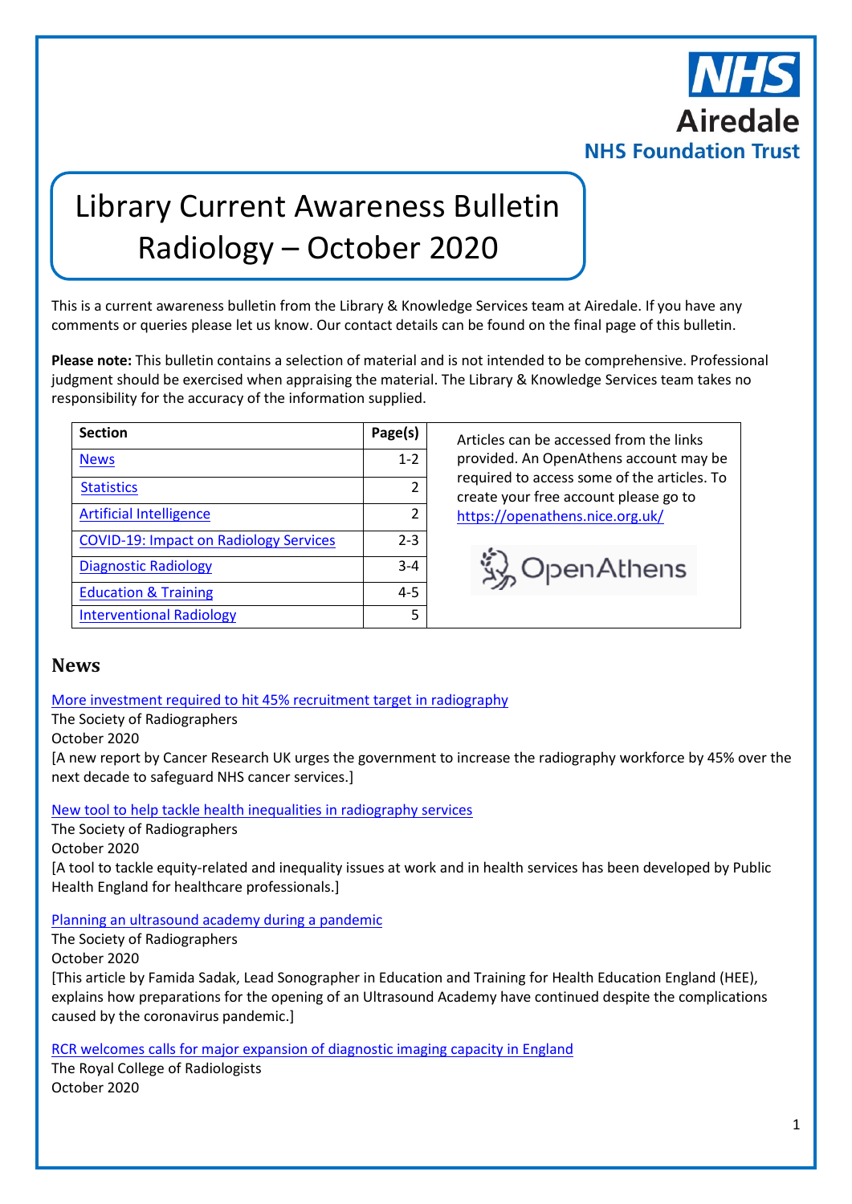NHS Airedale NHS Foundation Trust

# Library Current Awareness Bulletin Radiology – October 2020

This is a current awareness bulletin from the Library & Knowledge Services team at Airedale. If you have any comments or queries please let us know. Our contact details can be found on the final page of this bulletin.

**Please note:** This bulletin contains a selection of material and is not intended to be comprehensive. Professional judgment should be exercised when appraising the material. The Library & Knowledge Services team takes no responsibility for the accuracy of the information supplied.

| Section | Page(s) |
|---|---|
| News | 1-2 |
| Statistics | 2 |
| Artificial Intelligence | 2 |
| COVID-19: Impact on Radiology Services | 2-3 |
| Diagnostic Radiology | 3-4 |
| Education & Training | 4-5 |
| Interventional Radiology | 5 |

Articles can be accessed from the links provided. An OpenAthens account may be required to access some of the articles. To create your free account please go to https://openathens.nice.org.uk/

## News

More investment required to hit 45% recruitment target in radiography
The Society of Radiographers
October 2020
[A new report by Cancer Research UK urges the government to increase the radiography workforce by 45% over the next decade to safeguard NHS cancer services.]

New tool to help tackle health inequalities in radiography services
The Society of Radiographers
October 2020
[A tool to tackle equity-related and inequality issues at work and in health services has been developed by Public Health England for healthcare professionals.]

Planning an ultrasound academy during a pandemic
The Society of Radiographers
October 2020
[This article by Famida Sadak, Lead Sonographer in Education and Training for Health Education England (HEE), explains how preparations for the opening of an Ultrasound Academy have continued despite the complications caused by the coronavirus pandemic.]

RCR welcomes calls for major expansion of diagnostic imaging capacity in England
The Royal College of Radiologists
October 2020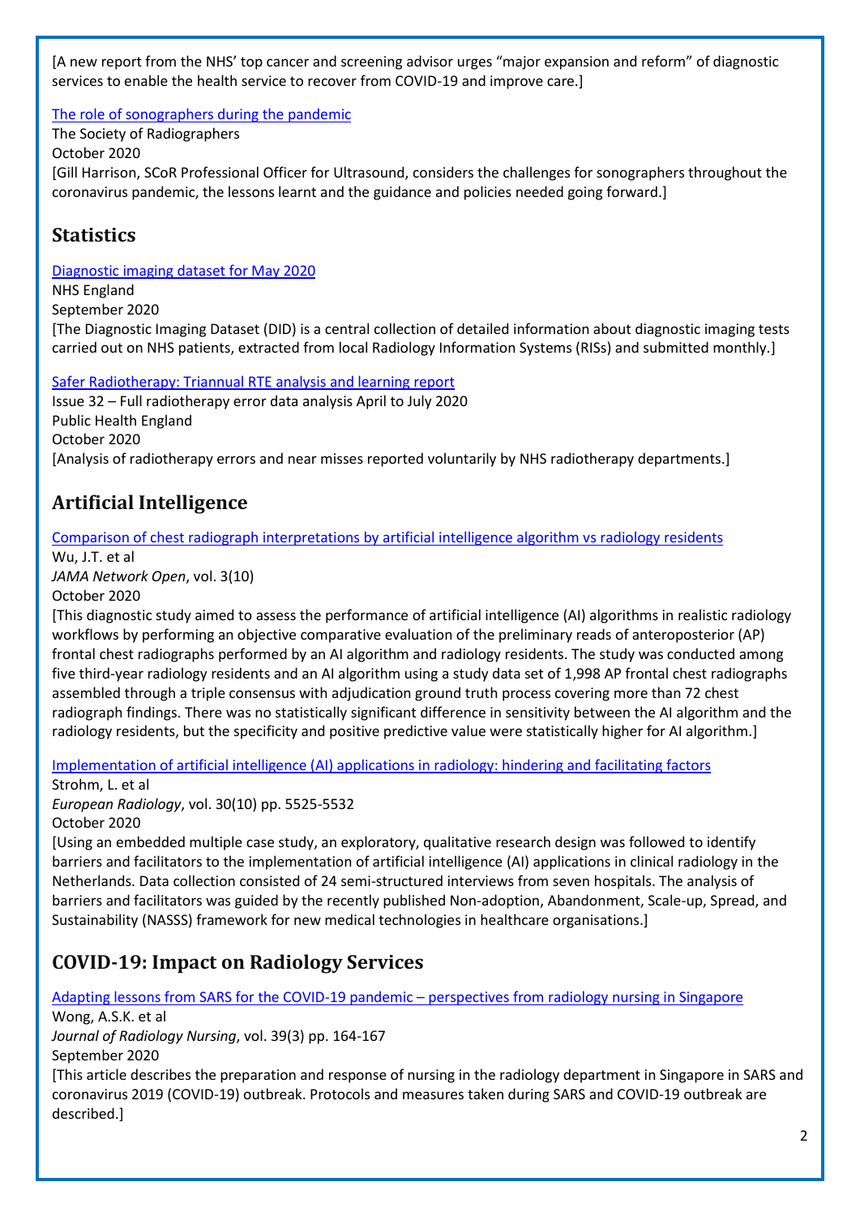[A new report from the NHS' top cancer and screening advisor urges "major expansion and reform" of diagnostic services to enable the health service to recover from COVID-19 and improve care.]

[The role of sonographers during the pandemic](#)
The Society of Radiographers
October 2020
[Gill Harrison, SCoR Professional Officer for Ultrasound, considers the challenges for sonographers throughout the coronavirus pandemic, the lessons learnt and the guidance and policies needed going forward.]

## Statistics

[Diagnostic imaging dataset for May 2020](#)
NHS England
September 2020
[The Diagnostic Imaging Dataset (DID) is a central collection of detailed information about diagnostic imaging tests carried out on NHS patients, extracted from local Radiology Information Systems (RISs) and submitted monthly.]

[Safer Radiotherapy: Triannual RTE analysis and learning report](#)
Issue 32 – Full radiotherapy error data analysis April to July 2020
Public Health England
October 2020
[Analysis of radiotherapy errors and near misses reported voluntarily by NHS radiotherapy departments.]

## Artificial Intelligence

[Comparison of chest radiograph interpretations by artificial intelligence algorithm vs radiology residents](#)
Wu, J.T. et al
*JAMA Network Open*, vol. 3(10)
October 2020
[This diagnostic study aimed to assess the performance of artificial intelligence (AI) algorithms in realistic radiology workflows by performing an objective comparative evaluation of the preliminary reads of anteroposterior (AP) frontal chest radiographs performed by an AI algorithm and radiology residents. The study was conducted among five third-year radiology residents and an AI algorithm using a study data set of 1,998 AP frontal chest radiographs assembled through a triple consensus with adjudication ground truth process covering more than 72 chest radiograph findings. There was no statistically significant difference in sensitivity between the AI algorithm and the radiology residents, but the specificity and positive predictive value were statistically higher for AI algorithm.]

[Implementation of artificial intelligence (AI) applications in radiology: hindering and facilitating factors](#)
Strohm, L. et al
*European Radiology*, vol. 30(10) pp. 5525-5532
October 2020
[Using an embedded multiple case study, an exploratory, qualitative research design was followed to identify barriers and facilitators to the implementation of artificial intelligence (AI) applications in clinical radiology in the Netherlands. Data collection consisted of 24 semi-structured interviews from seven hospitals. The analysis of barriers and facilitators was guided by the recently published Non-adoption, Abandonment, Scale-up, Spread, and Sustainability (NASSS) framework for new medical technologies in healthcare organisations.]

## COVID-19: Impact on Radiology Services

[Adapting lessons from SARS for the COVID-19 pandemic – perspectives from radiology nursing in Singapore](#)
Wong, A.S.K. et al
*Journal of Radiology Nursing*, vol. 39(3) pp. 164-167
September 2020
[This article describes the preparation and response of nursing in the radiology department in Singapore in SARS and coronavirus 2019 (COVID-19) outbreak. Protocols and measures taken during SARS and COVID-19 outbreak are described.]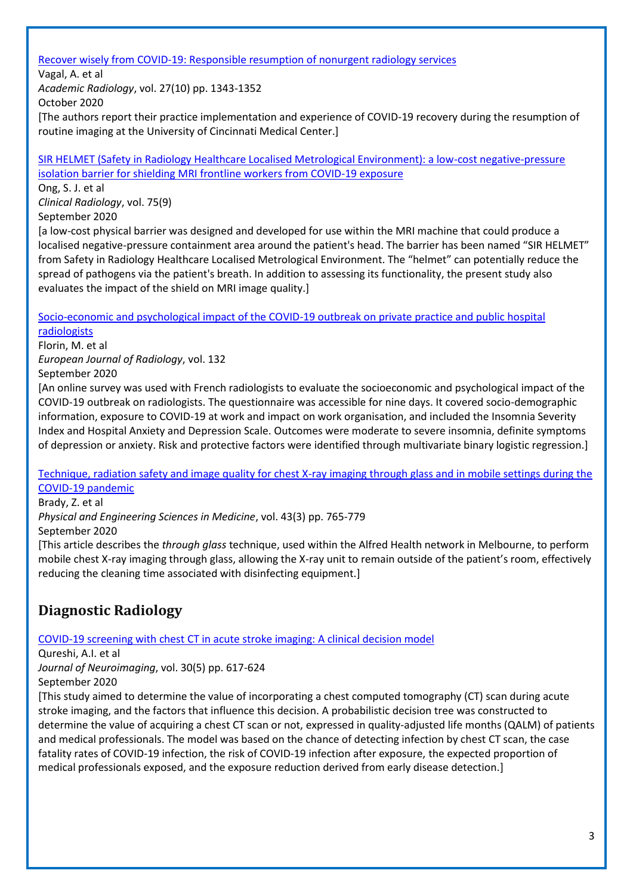[Recover wisely from COVID-19: Responsible resumption of nonurgent radiology services]

Vagal, A. et al

*Academic Radiology*, vol. 27(10) pp. 1343-1352

October 2020

[The authors report their practice implementation and experience of COVID-19 recovery during the resumption of routine imaging at the University of Cincinnati Medical Center.]

[SIR HELMET (Safety in Radiology Healthcare Localised Metrological Environment): a low-cost negative-pressure isolation barrier for shielding MRI frontline workers from COVID-19 exposure]

Ong, S. J. et al

*Clinical Radiology*, vol. 75(9)

September 2020

[a low-cost physical barrier was designed and developed for use within the MRI machine that could produce a localised negative-pressure containment area around the patient's head. The barrier has been named "SIR HELMET" from Safety in Radiology Healthcare Localised Metrological Environment. The "helmet" can potentially reduce the spread of pathogens via the patient's breath. In addition to assessing its functionality, the present study also evaluates the impact of the shield on MRI image quality.]

[Socio-economic and psychological impact of the COVID-19 outbreak on private practice and public hospital radiologists]

Florin, M. et al

*European Journal of Radiology*, vol. 132

September 2020

[An online survey was used with French radiologists to evaluate the socioeconomic and psychological impact of the COVID-19 outbreak on radiologists. The questionnaire was accessible for nine days. It covered socio-demographic information, exposure to COVID-19 at work and impact on work organisation, and included the Insomnia Severity Index and Hospital Anxiety and Depression Scale. Outcomes were moderate to severe insomnia, definite symptoms of depression or anxiety. Risk and protective factors were identified through multivariate binary logistic regression.]

[Technique, radiation safety and image quality for chest X-ray imaging through glass and in mobile settings during the COVID-19 pandemic]

Brady, Z. et al

*Physical and Engineering Sciences in Medicine*, vol. 43(3) pp. 765-779

September 2020

[This article describes the *through glass* technique, used within the Alfred Health network in Melbourne, to perform mobile chest X-ray imaging through glass, allowing the X-ray unit to remain outside of the patient's room, effectively reducing the cleaning time associated with disinfecting equipment.]

## Diagnostic Radiology

[COVID-19 screening with chest CT in acute stroke imaging: A clinical decision model]

Qureshi, A.I. et al

*Journal of Neuroimaging*, vol. 30(5) pp. 617-624

September 2020

[This study aimed to determine the value of incorporating a chest computed tomography (CT) scan during acute stroke imaging, and the factors that influence this decision. A probabilistic decision tree was constructed to determine the value of acquiring a chest CT scan or not, expressed in quality-adjusted life months (QALM) of patients and medical professionals. The model was based on the chance of detecting infection by chest CT scan, the case fatality rates of COVID-19 infection, the risk of COVID-19 infection after exposure, the expected proportion of medical professionals exposed, and the exposure reduction derived from early disease detection.]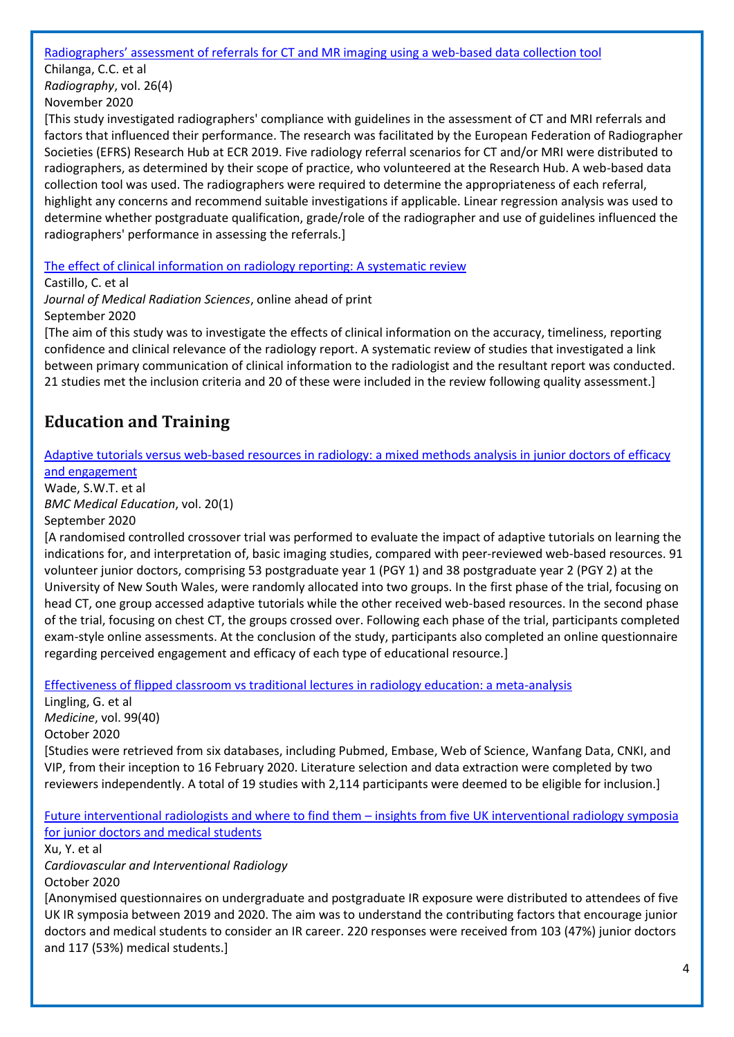Radiographers' assessment of referrals for CT and MR imaging using a web-based data collection tool

Chilanga, C.C. et al

*Radiography*, vol. 26(4)

November 2020

[This study investigated radiographers' compliance with guidelines in the assessment of CT and MRI referrals and factors that influenced their performance. The research was facilitated by the European Federation of Radiographer Societies (EFRS) Research Hub at ECR 2019. Five radiology referral scenarios for CT and/or MRI were distributed to radiographers, as determined by their scope of practice, who volunteered at the Research Hub. A web-based data collection tool was used. The radiographers were required to determine the appropriateness of each referral, highlight any concerns and recommend suitable investigations if applicable. Linear regression analysis was used to determine whether postgraduate qualification, grade/role of the radiographer and use of guidelines influenced the radiographers' performance in assessing the referrals.]

The effect of clinical information on radiology reporting: A systematic review

Castillo, C. et al

*Journal of Medical Radiation Sciences*, online ahead of print

September 2020

[The aim of this study was to investigate the effects of clinical information on the accuracy, timeliness, reporting confidence and clinical relevance of the radiology report. A systematic review of studies that investigated a link between primary communication of clinical information to the radiologist and the resultant report was conducted. 21 studies met the inclusion criteria and 20 of these were included in the review following quality assessment.]

## Education and Training

Adaptive tutorials versus web-based resources in radiology: a mixed methods analysis in junior doctors of efficacy and engagement

Wade, S.W.T. et al

*BMC Medical Education*, vol. 20(1)

September 2020

[A randomised controlled crossover trial was performed to evaluate the impact of adaptive tutorials on learning the indications for, and interpretation of, basic imaging studies, compared with peer-reviewed web-based resources. 91 volunteer junior doctors, comprising 53 postgraduate year 1 (PGY 1) and 38 postgraduate year 2 (PGY 2) at the University of New South Wales, were randomly allocated into two groups. In the first phase of the trial, focusing on head CT, one group accessed adaptive tutorials while the other received web-based resources. In the second phase of the trial, focusing on chest CT, the groups crossed over. Following each phase of the trial, participants completed exam-style online assessments. At the conclusion of the study, participants also completed an online questionnaire regarding perceived engagement and efficacy of each type of educational resource.]

Effectiveness of flipped classroom vs traditional lectures in radiology education: a meta-analysis

Lingling, G. et al

*Medicine*, vol. 99(40)

October 2020

[Studies were retrieved from six databases, including Pubmed, Embase, Web of Science, Wanfang Data, CNKI, and VIP, from their inception to 16 February 2020. Literature selection and data extraction were completed by two reviewers independently. A total of 19 studies with 2,114 participants were deemed to be eligible for inclusion.]

Future interventional radiologists and where to find them – insights from five UK interventional radiology symposia for junior doctors and medical students

Xu, Y. et al

*Cardiovascular and Interventional Radiology*

October 2020

[Anonymised questionnaires on undergraduate and postgraduate IR exposure were distributed to attendees of five UK IR symposia between 2019 and 2020. The aim was to understand the contributing factors that encourage junior doctors and medical students to consider an IR career. 220 responses were received from 103 (47%) junior doctors and 117 (53%) medical students.]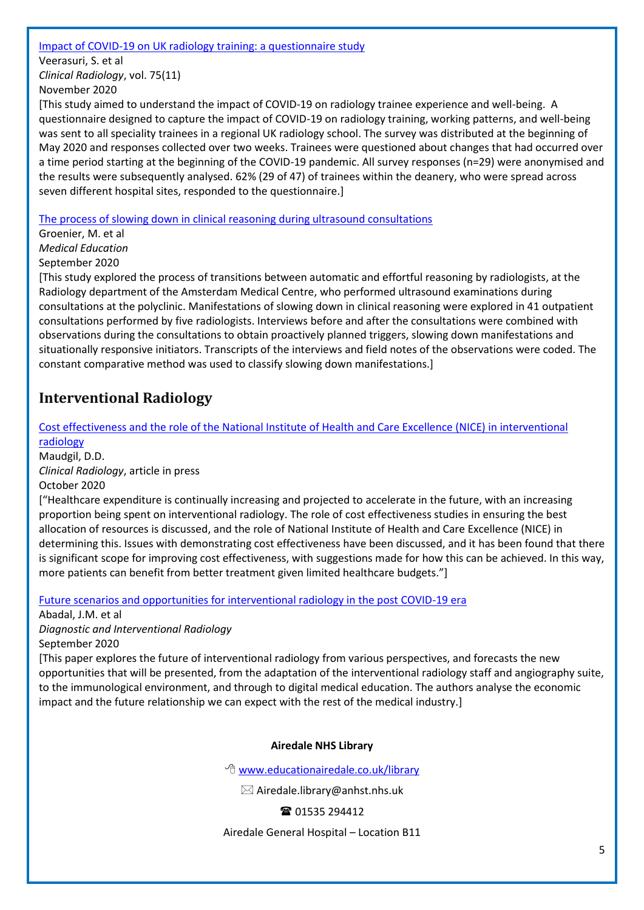[Impact of COVID-19 on UK radiology training: a questionnaire study](#)
Veerasuri, S. et al
*Clinical Radiology*, vol. 75(11)
November 2020
[This study aimed to understand the impact of COVID-19 on radiology trainee experience and well-being. A questionnaire designed to capture the impact of COVID-19 on radiology training, working patterns, and well-being was sent to all speciality trainees in a regional UK radiology school. The survey was distributed at the beginning of May 2020 and responses collected over two weeks. Trainees were questioned about changes that had occurred over a time period starting at the beginning of the COVID-19 pandemic. All survey responses (n=29) were anonymised and the results were subsequently analysed. 62% (29 of 47) of trainees within the deanery, who were spread across seven different hospital sites, responded to the questionnaire.]

[The process of slowing down in clinical reasoning during ultrasound consultations](#)
Groenier, M. et al
*Medical Education*
September 2020
[This study explored the process of transitions between automatic and effortful reasoning by radiologists, at the Radiology department of the Amsterdam Medical Centre, who performed ultrasound examinations during consultations at the polyclinic. Manifestations of slowing down in clinical reasoning were explored in 41 outpatient consultations performed by five radiologists. Interviews before and after the consultations were combined with observations during the consultations to obtain proactively planned triggers, slowing down manifestations and situationally responsive initiators. Transcripts of the interviews and field notes of the observations were coded. The constant comparative method was used to classify slowing down manifestations.]

## Interventional Radiology

[Cost effectiveness and the role of the National Institute of Health and Care Excellence (NICE) in interventional radiology](#)
Maudgil, D.D.
*Clinical Radiology*, article in press
October 2020
["Healthcare expenditure is continually increasing and projected to accelerate in the future, with an increasing proportion being spent on interventional radiology. The role of cost effectiveness studies in ensuring the best allocation of resources is discussed, and the role of National Institute of Health and Care Excellence (NICE) in determining this. Issues with demonstrating cost effectiveness have been discussed, and it has been found that there is significant scope for improving cost effectiveness, with suggestions made for how this can be achieved. In this way, more patients can benefit from better treatment given limited healthcare budgets."]

[Future scenarios and opportunities for interventional radiology in the post COVID-19 era](#)
Abadal, J.M. et al
*Diagnostic and Interventional Radiology*
September 2020
[This paper explores the future of interventional radiology from various perspectives, and forecasts the new opportunities that will be presented, from the adaptation of the interventional radiology staff and angiography suite, to the immunological environment, and through to digital medical education. The authors analyse the economic impact and the future relationship we can expect with the rest of the medical industry.]

**Airedale NHS Library**

www.educationairedale.co.uk/library

Airedale.library@anhst.nhs.uk

☎ 01535 294412

Airedale General Hospital – Location B11